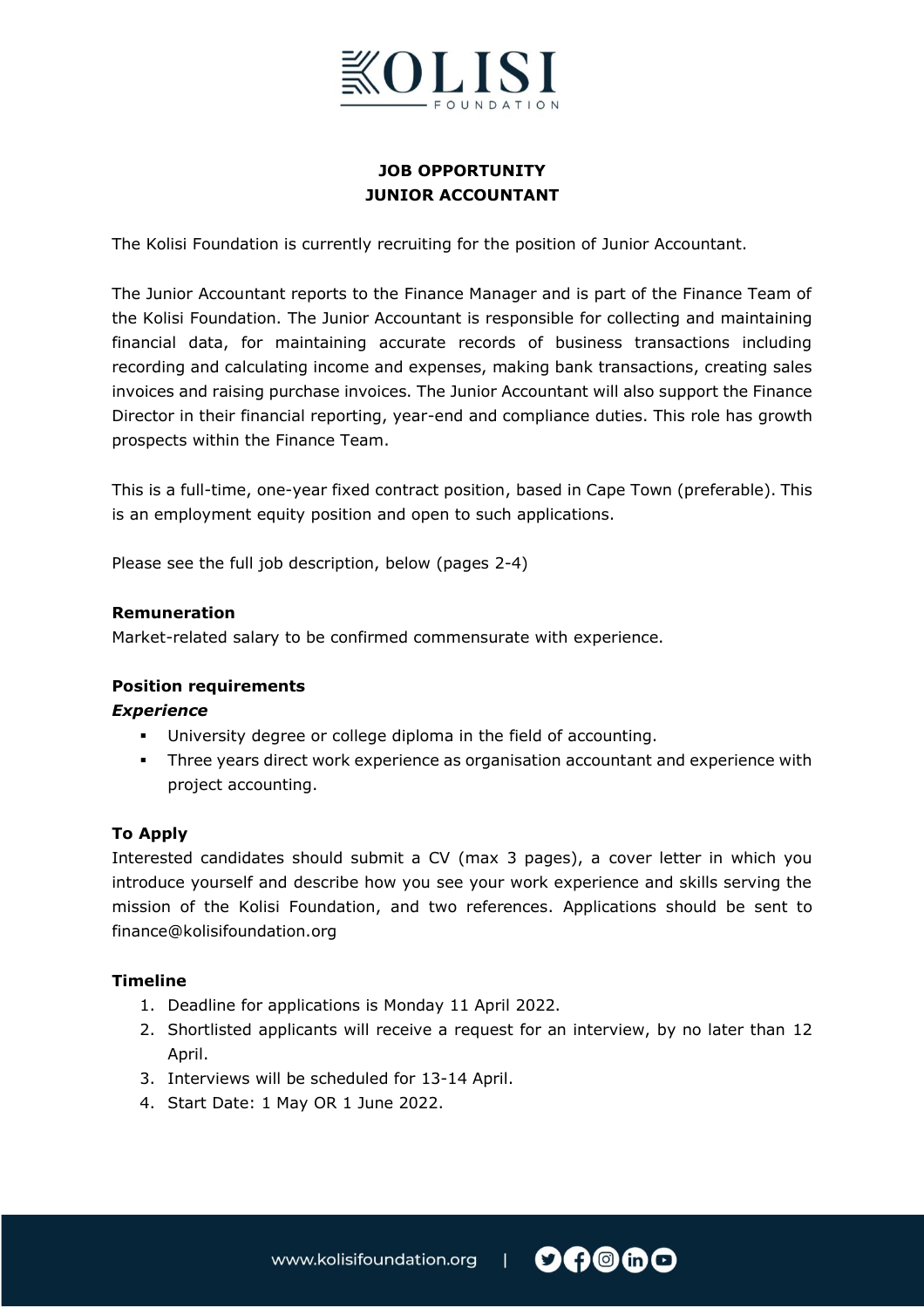# KOLISI FOUNDATION

## JOB OPPORTUNITY
## JUNIOR ACCOUNTANT

The Kolisi Foundation is currently recruiting for the position of Junior Accountant.

The Junior Accountant reports to the Finance Manager and is part of the Finance Team of the Kolisi Foundation. The Junior Accountant is responsible for collecting and maintaining financial data, for maintaining accurate records of business transactions including recording and calculating income and expenses, making bank transactions, creating sales invoices and raising purchase invoices. The Junior Accountant will also support the Finance Director in their financial reporting, year-end and compliance duties. This role has growth prospects within the Finance Team.

This is a full-time, one-year fixed contract position, based in Cape Town (preferable). This is an employment equity position and open to such applications.

Please see the full job description, below (pages 2-4)

**Remuneration**

Market-related salary to be confirmed commensurate with experience.

**Position requirements**

***Experience***

- University degree or college diploma in the field of accounting.
- Three years direct work experience as organisation accountant and experience with project accounting.

**To Apply**

Interested candidates should submit a CV (max 3 pages), a cover letter in which you introduce yourself and describe how you see your work experience and skills serving the mission of the Kolisi Foundation, and two references. Applications should be sent to finance@kolisifoundation.org

**Timeline**

1. Deadline for applications is Monday 11 April 2022.
2. Shortlisted applicants will receive a request for an interview, by no later than 12 April.
3. Interviews will be scheduled for 13-14 April.
4. Start Date: 1 May OR 1 June 2022.

www.kolisifoundation.org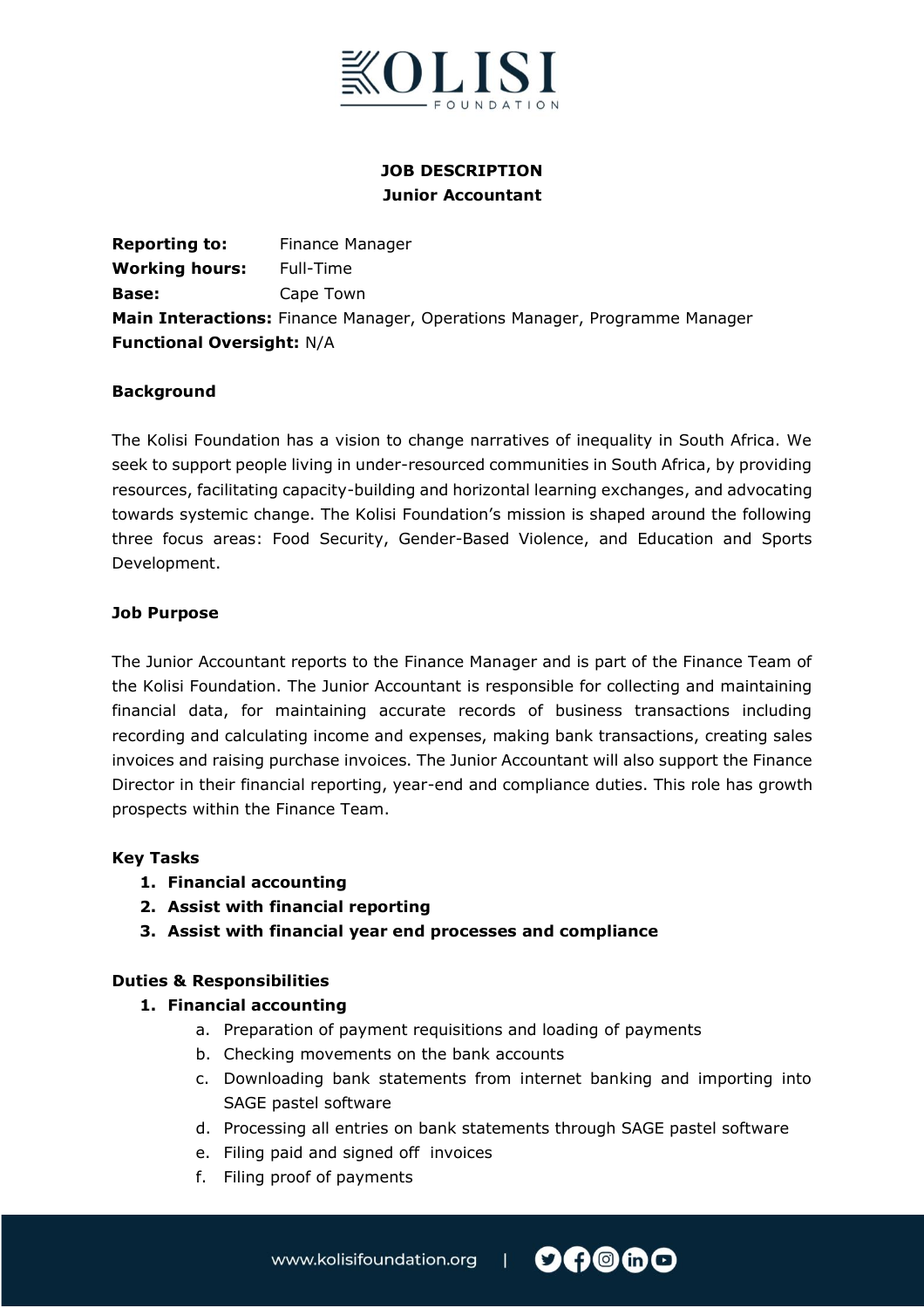# JOB DESCRIPTION
## Junior Accountant

**Reporting to:** Finance Manager
**Working hours:** Full-Time
**Base:** Cape Town
**Main Interactions:** Finance Manager, Operations Manager, Programme Manager
**Functional Oversight:** N/A

### Background

The Kolisi Foundation has a vision to change narratives of inequality in South Africa. We seek to support people living in under-resourced communities in South Africa, by providing resources, facilitating capacity-building and horizontal learning exchanges, and advocating towards systemic change. The Kolisi Foundation's mission is shaped around the following three focus areas: Food Security, Gender-Based Violence, and Education and Sports Development.

### Job Purpose

The Junior Accountant reports to the Finance Manager and is part of the Finance Team of the Kolisi Foundation. The Junior Accountant is responsible for collecting and maintaining financial data, for maintaining accurate records of business transactions including recording and calculating income and expenses, making bank transactions, creating sales invoices and raising purchase invoices. The Junior Accountant will also support the Finance Director in their financial reporting, year-end and compliance duties. This role has growth prospects within the Finance Team.

### Key Tasks

1. **Financial accounting**
2. **Assist with financial reporting**
3. **Assist with financial year end processes and compliance**

### Duties & Responsibilities

1. **Financial accounting**
   a. Preparation of payment requisitions and loading of payments
   b. Checking movements on the bank accounts
   c. Downloading bank statements from internet banking and importing into SAGE pastel software
   d. Processing all entries on bank statements through SAGE pastel software
   e. Filing paid and signed off invoices
   f. Filing proof of payments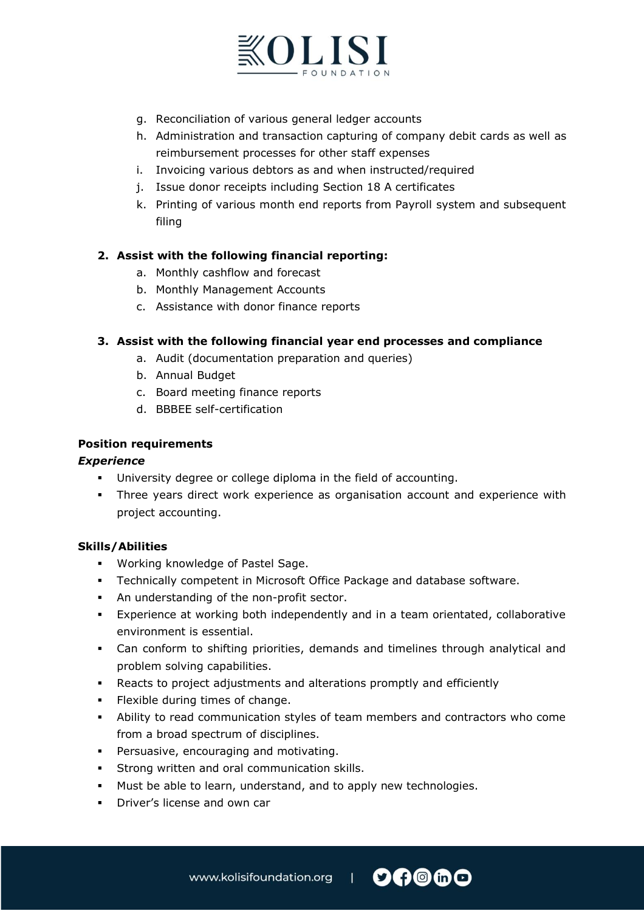g. Reconciliation of various general ledger accounts
h. Administration and transaction capturing of company debit cards as well as reimbursement processes for other staff expenses
i. Invoicing various debtors as and when instructed/required
j. Issue donor receipts including Section 18 A certificates
k. Printing of various month end reports from Payroll system and subsequent filing

**2. Assist with the following financial reporting:**

a. Monthly cashflow and forecast
b. Monthly Management Accounts
c. Assistance with donor finance reports

**3. Assist with the following financial year end processes and compliance**

a. Audit (documentation preparation and queries)
b. Annual Budget
c. Board meeting finance reports
d. BBBEE self-certification

**Position requirements**

***Experience***

- University degree or college diploma in the field of accounting.
- Three years direct work experience as organisation account and experience with project accounting.

**Skills/Abilities**

- Working knowledge of Pastel Sage.
- Technically competent in Microsoft Office Package and database software.
- An understanding of the non-profit sector.
- Experience at working both independently and in a team orientated, collaborative environment is essential.
- Can conform to shifting priorities, demands and timelines through analytical and problem solving capabilities.
- Reacts to project adjustments and alterations promptly and efficiently
- Flexible during times of change.
- Ability to read communication styles of team members and contractors who come from a broad spectrum of disciplines.
- Persuasive, encouraging and motivating.
- Strong written and oral communication skills.
- Must be able to learn, understand, and to apply new technologies.
- Driver's license and own car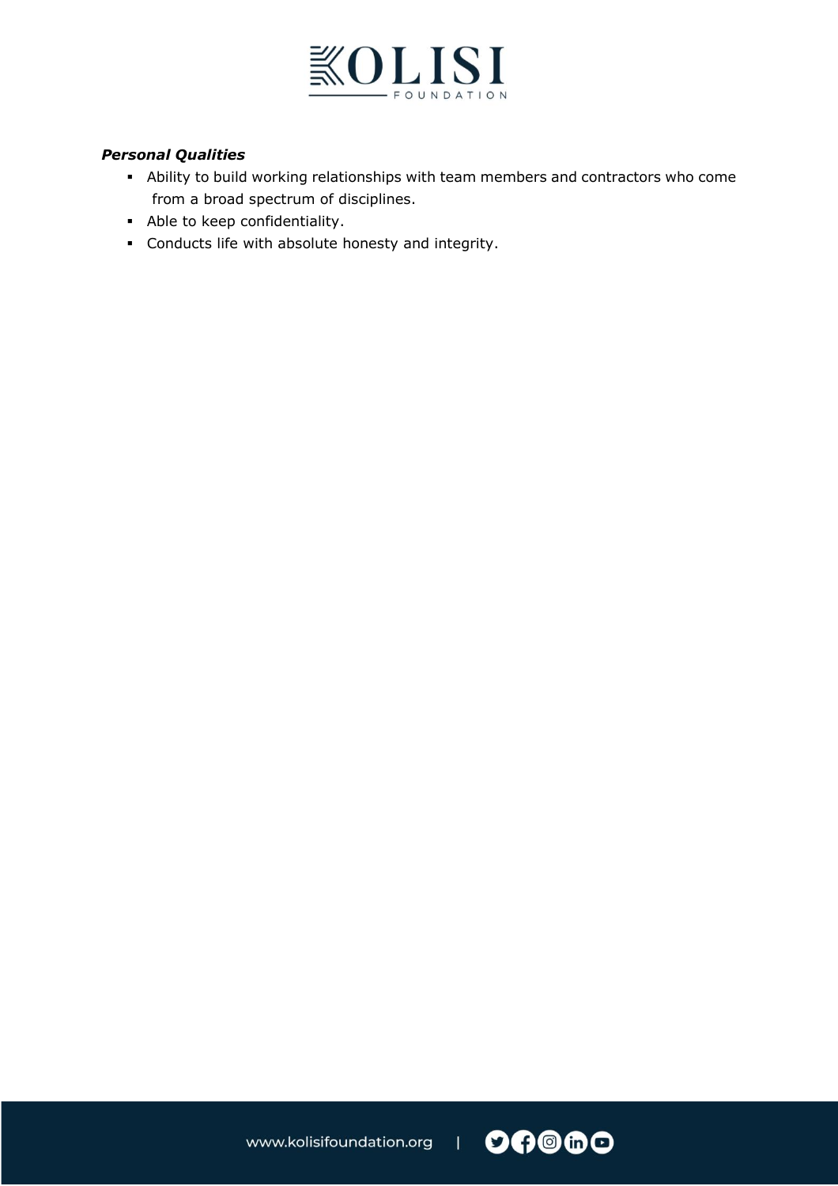***Personal Qualities***

- Ability to build working relationships with team members and contractors who come from a broad spectrum of disciplines.
- Able to keep confidentiality.
- Conducts life with absolute honesty and integrity.